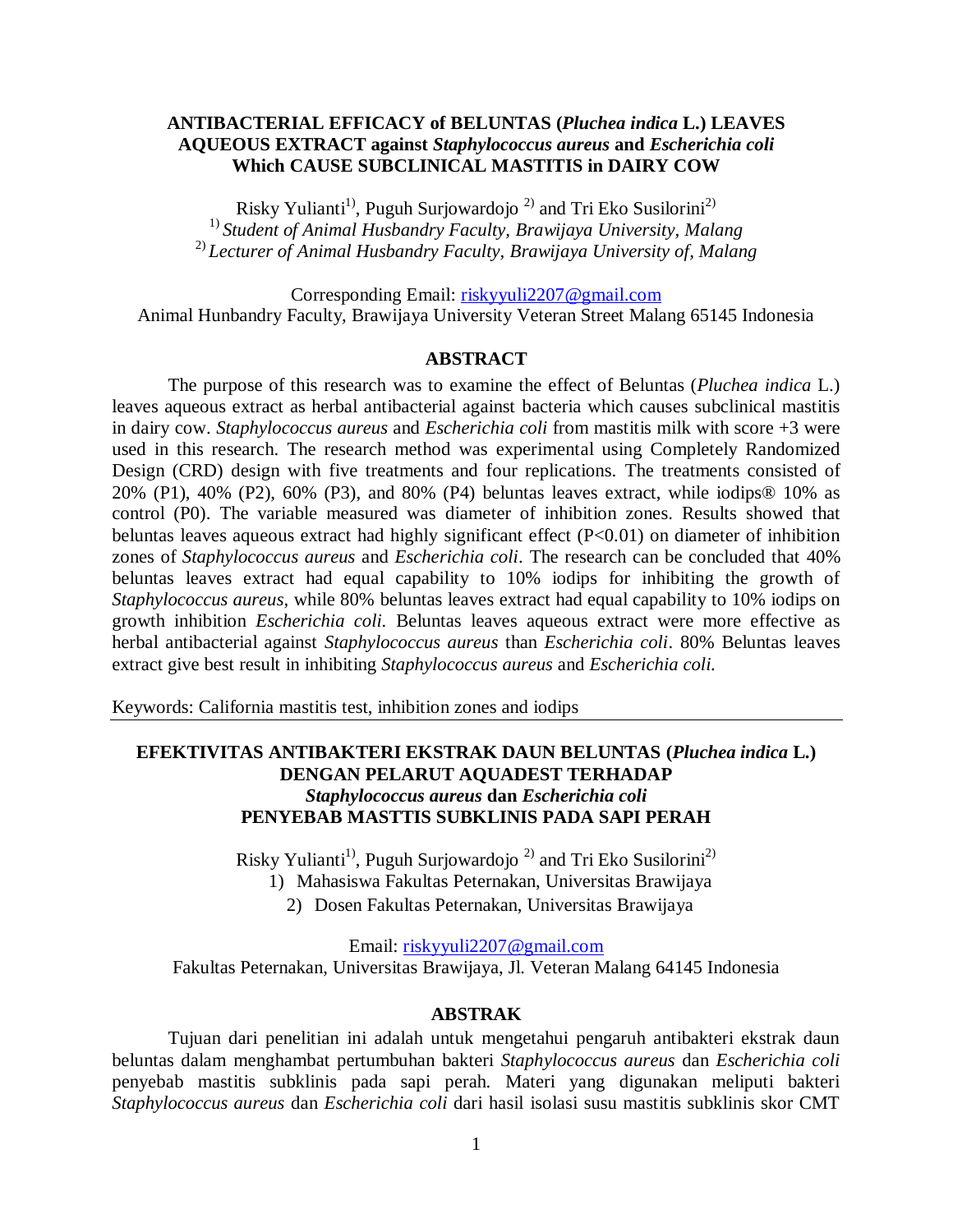# ANTIBACTERIAL EFFICACY of BELUNTAS (*Pluchea indica* L.) LEAVES AQUEOUS EXTRACT against *Staphylococcus aureus* and *Escherichia coli* Which CAUSE SUBCLINICAL MASTITIS in DAIRY COW

Risky Yulianti[1], Puguh Surjowardojo [2] and Tri Eko Susilorini[2]

[1] *Student of Animal Husbandry Faculty, Brawijaya University, Malang*

[2] *Lecturer of Animal Husbandry Faculty, Brawijaya University of, Malang*

Corresponding Email: riskyyuli2207@gmail.com

Animal Hunbandry Faculty, Brawijaya University Veteran Street Malang 65145 Indonesia

## ABSTRACT

The purpose of this research was to examine the effect of Beluntas (*Pluchea indica* L.) leaves aqueous extract as herbal antibacterial against bacteria which causes subclinical mastitis in dairy cow. *Staphylococcus aureus* and *Escherichia coli* from mastitis milk with score +3 were used in this research. The research method was experimental using Completely Randomized Design (CRD) design with five treatments and four replications. The treatments consisted of 20% (P1), 40% (P2), 60% (P3), and 80% (P4) beluntas leaves extract, while iodips® 10% as control (P0). The variable measured was diameter of inhibition zones. Results showed that beluntas leaves aqueous extract had highly significant effect ($P<0.01$) on diameter of inhibition zones of *Staphylococcus aureus* and *Escherichia coli*. The research can be concluded that 40% beluntas leaves extract had equal capability to 10% iodips for inhibiting the growth of *Staphylococcus aureus*, while 80% beluntas leaves extract had equal capability to 10% iodips on growth inhibition *Escherichia coli.* Beluntas leaves aqueous extract were more effective as herbal antibacterial against *Staphylococcus aureus* than *Escherichia coli*. 80% Beluntas leaves extract give best result in inhibiting *Staphylococcus aureus* and *Escherichia coli.*

Keywords: California mastitis test, inhibition zones and iodips

# EFEKTIVITAS ANTIBAKTERI EKSTRAK DAUN BELUNTAS (*Pluchea indica* L.) DENGAN PELARUT AQUADEST TERHADAP *Staphylococcus aureus* dan *Escherichia coli* PENYEBAB MASTTIS SUBKLINIS PADA SAPI PERAH

Risky Yulianti[1], Puguh Surjowardojo [2] and Tri Eko Susilorini[2]

1) Mahasiswa Fakultas Peternakan, Universitas Brawijaya
2) Dosen Fakultas Peternakan, Universitas Brawijaya

Email: riskyyuli2207@gmail.com

Fakultas Peternakan, Universitas Brawijaya, Jl. Veteran Malang 64145 Indonesia

## ABSTRAK

Tujuan dari penelitian ini adalah untuk mengetahui pengaruh antibakteri ekstrak daun beluntas dalam menghambat pertumbuhan bakteri *Staphylococcus aureus* dan *Escherichia coli* penyebab mastitis subklinis pada sapi perah. Materi yang digunakan meliputi bakteri *Staphylococcus aureus* dan *Escherichia coli* dari hasil isolasi susu mastitis subklinis skor CMT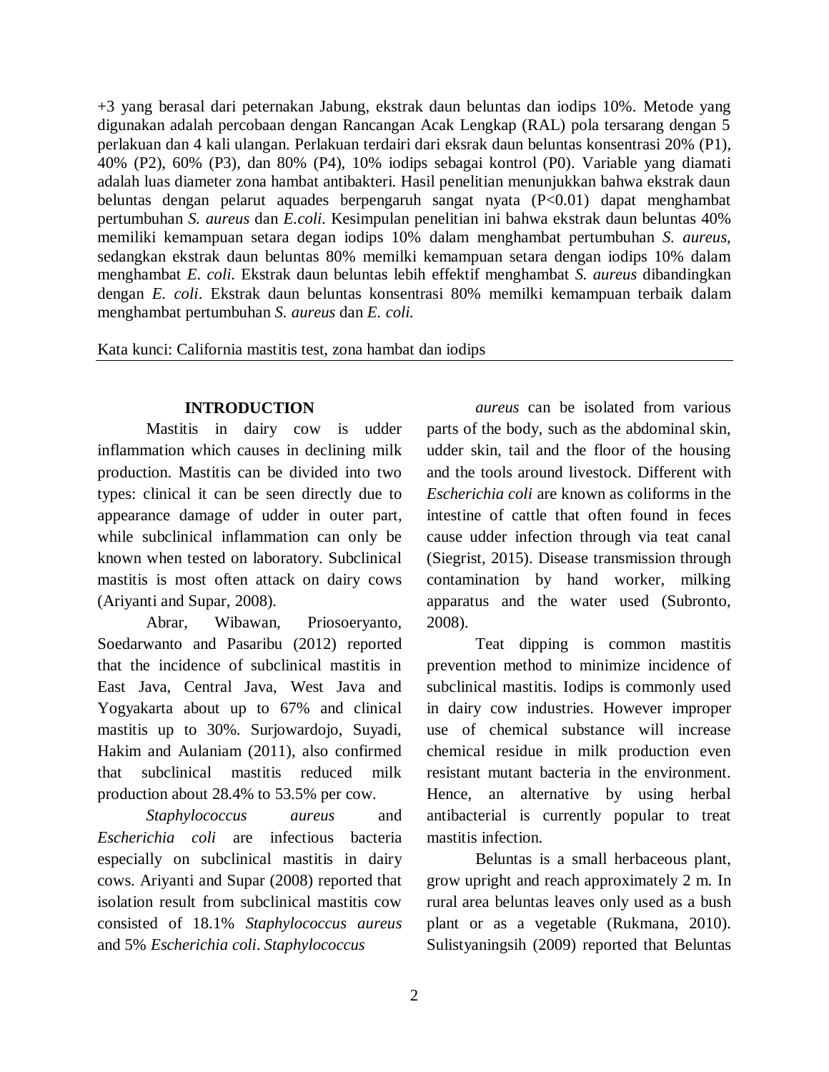+3 yang berasal dari peternakan Jabung, ekstrak daun beluntas dan iodips 10%. Metode yang digunakan adalah percobaan dengan Rancangan Acak Lengkap (RAL) pola tersarang dengan 5 perlakuan dan 4 kali ulangan. Perlakuan terdairi dari eksrak daun beluntas konsentrasi 20% (P1), 40% (P2), 60% (P3), dan 80% (P4), 10% iodips sebagai kontrol (P0). Variable yang diamati adalah luas diameter zona hambat antibakteri. Hasil penelitian menunjukkan bahwa ekstrak daun beluntas dengan pelarut aquades berpengaruh sangat nyata (P<0.01) dapat menghambat pertumbuhan *S. aureus* dan *E.coli.* Kesimpulan penelitian ini bahwa ekstrak daun beluntas 40% memiliki kemampuan setara degan iodips 10% dalam menghambat pertumbuhan *S. aureus*, sedangkan ekstrak daun beluntas 80% memilki kemampuan setara dengan iodips 10% dalam menghambat *E. coli.* Ekstrak daun beluntas lebih effektif menghambat *S. aureus* dibandingkan dengan *E. coli*. Ekstrak daun beluntas konsentrasi 80% memilki kemampuan terbaik dalam menghambat pertumbuhan *S. aureus* dan *E. coli.*

Kata kunci: California mastitis test, zona hambat dan iodips

## INTRODUCTION

Mastitis in dairy cow is udder inflammation which causes in declining milk production. Mastitis can be divided into two types: clinical it can be seen directly due to appearance damage of udder in outer part, while subclinical inflammation can only be known when tested on laboratory. Subclinical mastitis is most often attack on dairy cows (Ariyanti and Supar, 2008).

Abrar, Wibawan, Priosoeryanto, Soedarwanto and Pasaribu (2012) reported that the incidence of subclinical mastitis in East Java, Central Java, West Java and Yogyakarta about up to 67% and clinical mastitis up to 30%. Surjowardojo, Suyadi, Hakim and Aulaniam (2011), also confirmed that subclinical mastitis reduced milk production about 28.4% to 53.5% per cow.

*Staphylococcus aureus* and *Escherichia coli* are infectious bacteria especially on subclinical mastitis in dairy cows. Ariyanti and Supar (2008) reported that isolation result from subclinical mastitis cow consisted of 18.1% *Staphylococcus aureus* and 5% *Escherichia coli*. *Staphylococcus aureus* can be isolated from various parts of the body, such as the abdominal skin, udder skin, tail and the floor of the housing and the tools around livestock. Different with *Escherichia coli* are known as coliforms in the intestine of cattle that often found in feces cause udder infection through via teat canal (Siegrist, 2015). Disease transmission through contamination by hand worker, milking apparatus and the water used (Subronto, 2008).

Teat dipping is common mastitis prevention method to minimize incidence of subclinical mastitis. Iodips is commonly used in dairy cow industries. However improper use of chemical substance will increase chemical residue in milk production even resistant mutant bacteria in the environment. Hence, an alternative by using herbal antibacterial is currently popular to treat mastitis infection.

Beluntas is a small herbaceous plant, grow upright and reach approximately 2 m. In rural area beluntas leaves only used as a bush plant or as a vegetable (Rukmana, 2010). Sulistyaningsih (2009) reported that Beluntas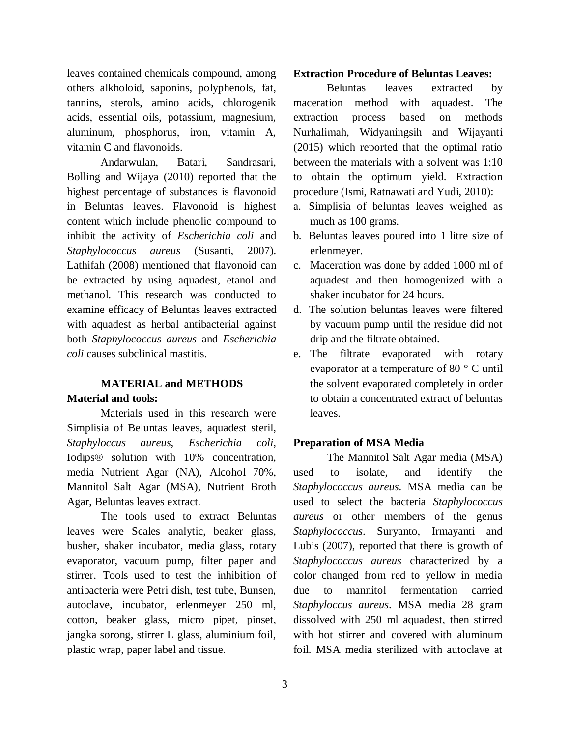leaves contained chemicals compound, among others alkholoid, saponins, polyphenols, fat, tannins, sterols, amino acids, chlorogenik acids, essential oils, potassium, magnesium, aluminum, phosphorus, iron, vitamin A, vitamin C and flavonoids.

Andarwulan, Batari, Sandrasari, Bolling and Wijaya (2010) reported that the highest percentage of substances is flavonoid in Beluntas leaves. Flavonoid is highest content which include phenolic compound to inhibit the activity of *Escherichia coli* and *Staphylococcus aureus* (Susanti, 2007). Lathifah (2008) mentioned that flavonoid can be extracted by using aquadest, etanol and methanol. This research was conducted to examine efficacy of Beluntas leaves extracted with aquadest as herbal antibacterial against both *Staphylococcus aureus* and *Escherichia coli* causes subclinical mastitis.

## MATERIAL and METHODS

**Material and tools:**

Materials used in this research were Simplisia of Beluntas leaves, aquadest steril, *Staphyloccus aureus*, *Escherichia coli*, Iodips® solution with 10% concentration, media Nutrient Agar (NA), Alcohol 70%, Mannitol Salt Agar (MSA), Nutrient Broth Agar, Beluntas leaves extract.

The tools used to extract Beluntas leaves were Scales analytic, beaker glass, busher, shaker incubator, media glass, rotary evaporator, vacuum pump, filter paper and stirrer. Tools used to test the inhibition of antibacteria were Petri dish, test tube, Bunsen, autoclave, incubator, erlenmeyer 250 ml, cotton, beaker glass, micro pipet, pinset, jangka sorong, stirrer L glass, aluminium foil, plastic wrap, paper label and tissue.

**Extraction Procedure of Beluntas Leaves:**

Beluntas leaves extracted by maceration method with aquadest. The extraction process based on methods Nurhalimah, Widyaningsih and Wijayanti (2015) which reported that the optimal ratio between the materials with a solvent was 1:10 to obtain the optimum yield. Extraction procedure (Ismi, Ratnawati and Yudi, 2010):

a. Simplisia of beluntas leaves weighed as much as 100 grams.
b. Beluntas leaves poured into 1 litre size of erlenmeyer.
c. Maceration was done by added 1000 ml of aquadest and then homogenized with a shaker incubator for 24 hours.
d. The solution beluntas leaves were filtered by vacuum pump until the residue did not drip and the filtrate obtained.
e. The filtrate evaporated with rotary evaporator at a temperature of 80 ° C until the solvent evaporated completely in order to obtain a concentrated extract of beluntas leaves.

**Preparation of MSA Media**

The Mannitol Salt Agar media (MSA) used to isolate, and identify the *Staphylococcus aureus*. MSA media can be used to select the bacteria *Staphylococcus aureus* or other members of the genus *Staphylococcus*. Suryanto, Irmayanti and Lubis (2007), reported that there is growth of *Staphylococcus aureus* characterized by a color changed from red to yellow in media due to mannitol fermentation carried *Staphyloccus aureus*. MSA media 28 gram dissolved with 250 ml aquadest, then stirred with hot stirrer and covered with aluminum foil. MSA media sterilized with autoclave at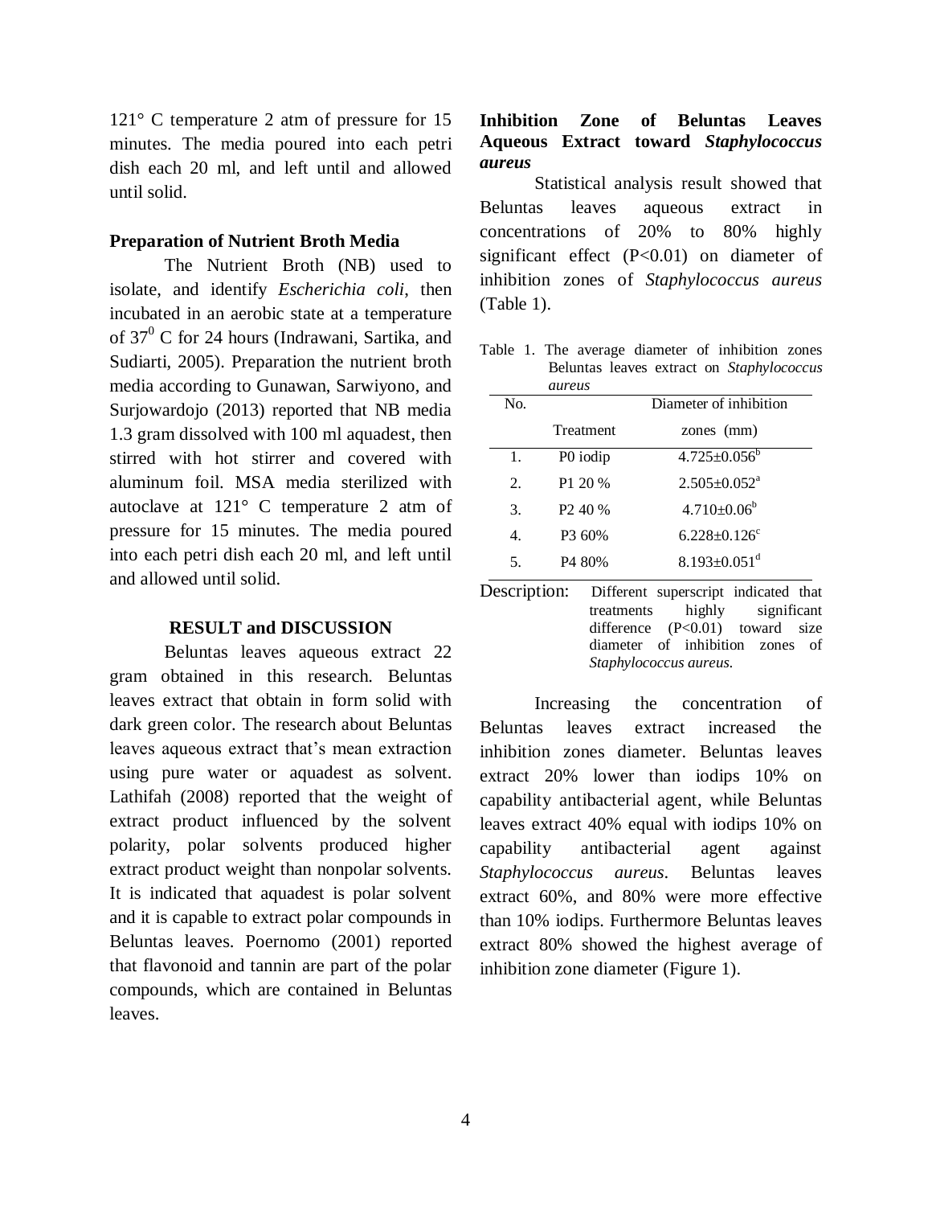121° C temperature 2 atm of pressure for 15 minutes. The media poured into each petri dish each 20 ml, and left until and allowed until solid.

### Preparation of Nutrient Broth Media

The Nutrient Broth (NB) used to isolate, and identify *Escherichia coli*, then incubated in an aerobic state at a temperature of $37^0$ C for 24 hours (Indrawani, Sartika, and Sudiarti, 2005). Preparation the nutrient broth media according to Gunawan, Sarwiyono, and Surjowardojo (2013) reported that NB media 1.3 gram dissolved with 100 ml aquadest, then stirred with hot stirrer and covered with aluminum foil. MSA media sterilized with autoclave at 121° C temperature 2 atm of pressure for 15 minutes. The media poured into each petri dish each 20 ml, and left until and allowed until solid.

## RESULT and DISCUSSION

Beluntas leaves aqueous extract 22 gram obtained in this research. Beluntas leaves extract that obtain in form solid with dark green color. The research about Beluntas leaves aqueous extract that's mean extraction using pure water or aquadest as solvent. Lathifah (2008) reported that the weight of extract product influenced by the solvent polarity, polar solvents produced higher extract product weight than nonpolar solvents. It is indicated that aquadest is polar solvent and it is capable to extract polar compounds in Beluntas leaves. Poernomo (2001) reported that flavonoid and tannin are part of the polar compounds, which are contained in Beluntas leaves.

### Inhibition Zone of Beluntas Leaves Aqueous Extract toward *Staphylococcus aureus*

Statistical analysis result showed that Beluntas leaves aqueous extract in concentrations of 20% to 80% highly significant effect ($P<0.01$) on diameter of inhibition zones of *Staphylococcus aureus* (Table 1).

Table 1. The average diameter of inhibition zones Beluntas leaves extract on *Staphylococcus aureus*

| No. | Treatment | Diameter of inhibition zones (mm) |
|---|---|---|
| 1. | P0 iodip | $4.725{\pm}0.056^b$ |
| 2. | P1 20 % | $2.505{\pm}0.052^a$ |
| 3. | P2 40 % | $4.710{\pm}0.06^b$ |
| 4. | P3 60% | $6.228{\pm}0.126^c$ |
| 5. | P4 80% | $8.193{\pm}0.051^d$ |

Description: Different superscript indicated that treatments highly significant difference ($P<0.01$) toward size diameter of inhibition zones of *Staphylococcus aureus.*

Increasing the concentration of Beluntas leaves extract increased the inhibition zones diameter. Beluntas leaves extract 20% lower than iodips 10% on capability antibacterial agent, while Beluntas leaves extract 40% equal with iodips 10% on capability antibacterial agent against *Staphylococcus aureus*. Beluntas leaves extract 60%, and 80% were more effective than 10% iodips. Furthermore Beluntas leaves extract 80% showed the highest average of inhibition zone diameter (Figure 1).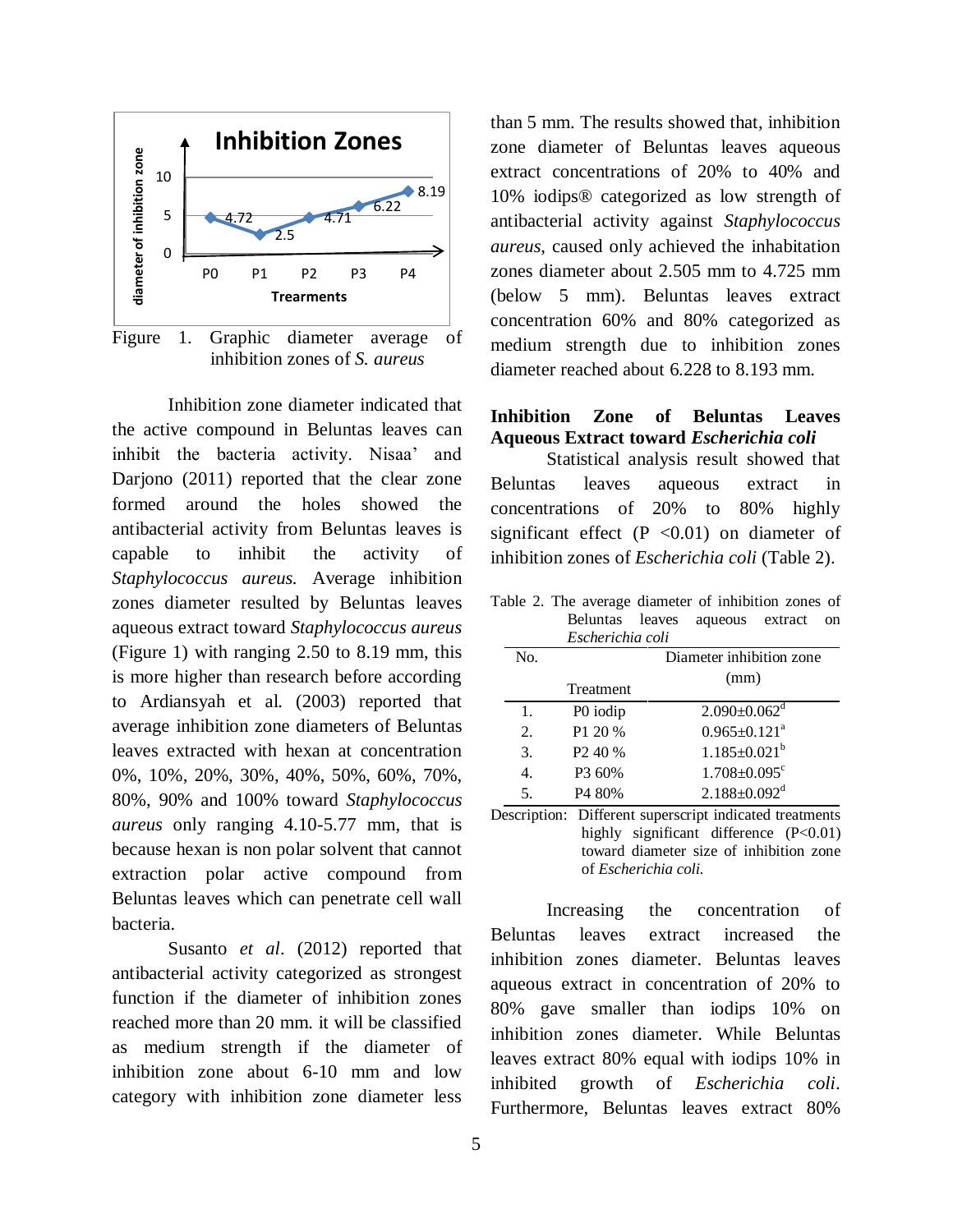Figure 1. Graphic diameter average of inhibition zones of *S. aureus*

Inhibition zone diameter indicated that the active compound in Beluntas leaves can inhibit the bacteria activity. Nisaa' and Darjono (2011) reported that the clear zone formed around the holes showed the antibacterial activity from Beluntas leaves is capable to inhibit the activity of *Staphylococcus aureus.* Average inhibition zones diameter resulted by Beluntas leaves aqueous extract toward *Staphylococcus aureus* (Figure 1) with ranging 2.50 to 8.19 mm, this is more higher than research before according to Ardiansyah et al. (2003) reported that average inhibition zone diameters of Beluntas leaves extracted with hexan at concentration 0%, 10%, 20%, 30%, 40%, 50%, 60%, 70%, 80%, 90% and 100% toward *Staphylococcus aureus* only ranging 4.10-5.77 mm, that is because hexan is non polar solvent that cannot extraction polar active compound from Beluntas leaves which can penetrate cell wall bacteria.

Susanto *et al*. (2012) reported that antibacterial activity categorized as strongest function if the diameter of inhibition zones reached more than 20 mm. it will be classified as medium strength if the diameter of inhibition zone about 6-10 mm and low category with inhibition zone diameter less than 5 mm. The results showed that, inhibition zone diameter of Beluntas leaves aqueous extract concentrations of 20% to 40% and 10% iodips® categorized as low strength of antibacterial activity against *Staphylococcus aureus*, caused only achieved the inhabitation zones diameter about 2.505 mm to 4.725 mm (below 5 mm). Beluntas leaves extract concentration 60% and 80% categorized as medium strength due to inhibition zones diameter reached about 6.228 to 8.193 mm.

## Inhibition Zone of Beluntas Leaves Aqueous Extract toward *Escherichia coli*

Statistical analysis result showed that Beluntas leaves aqueous extract in concentrations of 20% to 80% highly significant effect (P <0.01) on diameter of inhibition zones of *Escherichia coli* (Table 2).

Table 2. The average diameter of inhibition zones of Beluntas leaves aqueous extract on *Escherichia coli*

| No. | Treatment | Diameter inhibition zone (mm) |
|---|---|---|
| 1. | P0 iodip | $2.090 \pm 0.062^{d}$ |
| 2. | P1 20 % | $0.965 \pm 0.121^{a}$ |
| 3. | P2 40 % | $1.185 \pm 0.021^{b}$ |
| 4. | P3 60% | $1.708 \pm 0.095^{c}$ |
| 5. | P4 80% | $2.188 \pm 0.092^{d}$ |

Description: Different superscript indicated treatments highly significant difference (P<0.01) toward diameter size of inhibition zone of *Escherichia coli.*

Increasing the concentration of Beluntas leaves extract increased the inhibition zones diameter. Beluntas leaves aqueous extract in concentration of 20% to 80% gave smaller than iodips 10% on inhibition zones diameter. While Beluntas leaves extract 80% equal with iodips 10% in inhibited growth of *Escherichia coli*. Furthermore, Beluntas leaves extract 80%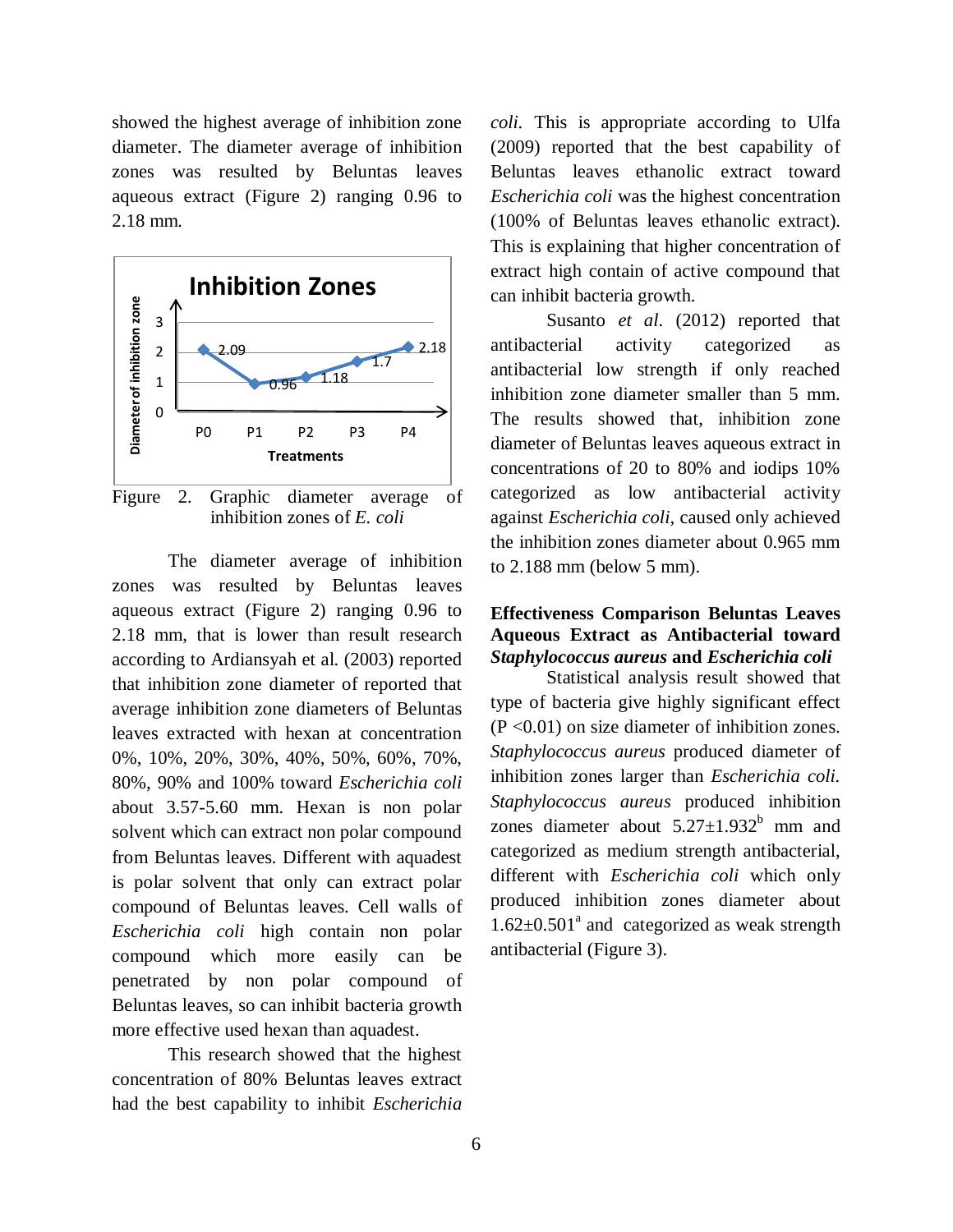showed the highest average of inhibition zone diameter. The diameter average of inhibition zones was resulted by Beluntas leaves aqueous extract (Figure 2) ranging 0.96 to 2.18 mm.

Figure 2. Graphic diameter average of inhibition zones of *E. coli*

The diameter average of inhibition zones was resulted by Beluntas leaves aqueous extract (Figure 2) ranging 0.96 to 2.18 mm, that is lower than result research according to Ardiansyah et al. (2003) reported that inhibition zone diameter of reported that average inhibition zone diameters of Beluntas leaves extracted with hexan at concentration 0%, 10%, 20%, 30%, 40%, 50%, 60%, 70%, 80%, 90% and 100% toward *Escherichia coli* about 3.57-5.60 mm. Hexan is non polar solvent which can extract non polar compound from Beluntas leaves. Different with aquadest is polar solvent that only can extract polar compound of Beluntas leaves. Cell walls of *Escherichia coli* high contain non polar compound which more easily can be penetrated by non polar compound of Beluntas leaves, so can inhibit bacteria growth more effective used hexan than aquadest.

This research showed that the highest concentration of 80% Beluntas leaves extract had the best capability to inhibit *Escherichia coli*. This is appropriate according to Ulfa (2009) reported that the best capability of Beluntas leaves ethanolic extract toward *Escherichia coli* was the highest concentration (100% of Beluntas leaves ethanolic extract). This is explaining that higher concentration of extract high contain of active compound that can inhibit bacteria growth.

Susanto *et al*. (2012) reported that antibacterial activity categorized as antibacterial low strength if only reached inhibition zone diameter smaller than 5 mm. The results showed that, inhibition zone diameter of Beluntas leaves aqueous extract in concentrations of 20 to 80% and iodips 10% categorized as low antibacterial activity against *Escherichia coli*, caused only achieved the inhibition zones diameter about 0.965 mm to 2.188 mm (below 5 mm).

**Effectiveness Comparison Beluntas Leaves Aqueous Extract as Antibacterial toward *Staphylococcus aureus* and *Escherichia coli***

Statistical analysis result showed that type of bacteria give highly significant effect ($P < 0.01$) on size diameter of inhibition zones. *Staphylococcus aureus* produced diameter of inhibition zones larger than *Escherichia coli*. *Staphylococcus aureus* produced inhibition zones diameter about $5.27 \pm 1.932^{b}$ mm and categorized as medium strength antibacterial, different with *Escherichia coli* which only produced inhibition zones diameter about $1.62 \pm 0.501^{a}$ and categorized as weak strength antibacterial (Figure 3).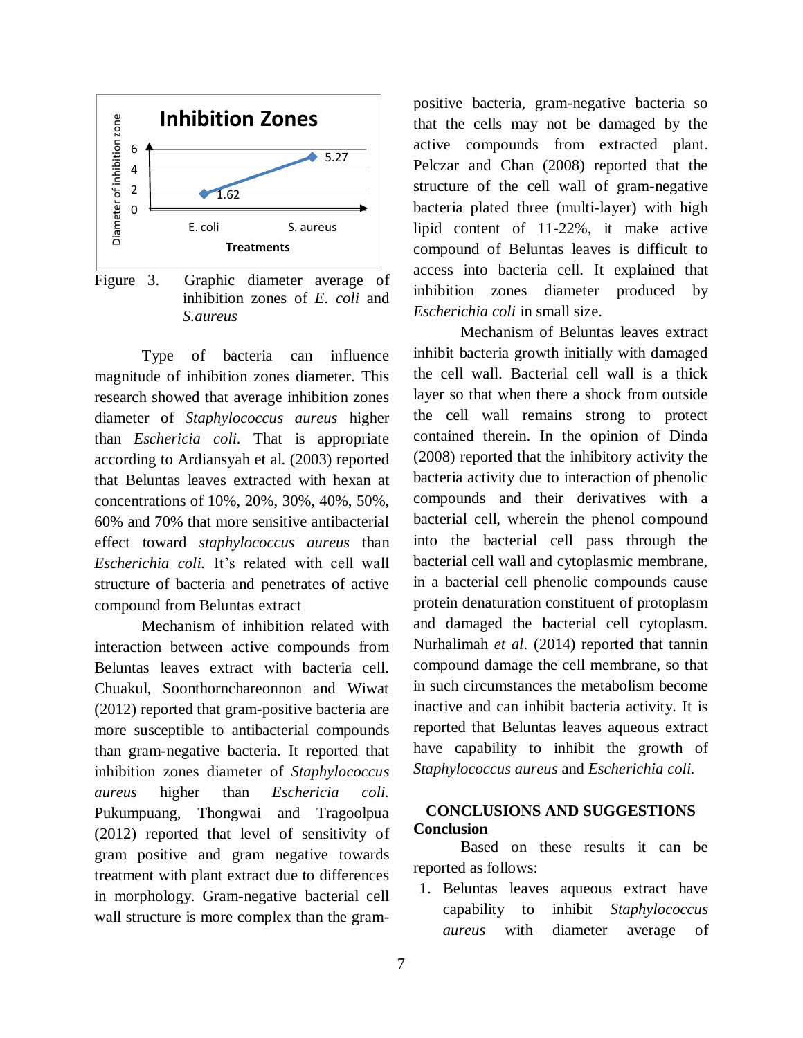Figure 3. Graphic diameter average of inhibition zones of *E. coli* and *S.aureus*

Type of bacteria can influence magnitude of inhibition zones diameter. This research showed that average inhibition zones diameter of *Staphylococcus aureus* higher than *Eschericia coli*. That is appropriate according to Ardiansyah et al. (2003) reported that Beluntas leaves extracted with hexan at concentrations of 10%, 20%, 30%, 40%, 50%, 60% and 70% that more sensitive antibacterial effect toward *staphylococcus aureus* than *Escherichia coli.* It's related with cell wall structure of bacteria and penetrates of active compound from Beluntas extract

Mechanism of inhibition related with interaction between active compounds from Beluntas leaves extract with bacteria cell. Chuakul, Soonthornchareonnon and Wiwat (2012) reported that gram-positive bacteria are more susceptible to antibacterial compounds than gram-negative bacteria. It reported that inhibition zones diameter of *Staphylococcus aureus* higher than *Eschericia coli.* Pukumpuang, Thongwai and Tragoolpua (2012) reported that level of sensitivity of gram positive and gram negative towards treatment with plant extract due to differences in morphology. Gram-negative bacterial cell wall structure is more complex than the gram-positive bacteria, gram-negative bacteria so that the cells may not be damaged by the active compounds from extracted plant. Pelczar and Chan (2008) reported that the structure of the cell wall of gram-negative bacteria plated three (multi-layer) with high lipid content of 11-22%, it make active compound of Beluntas leaves is difficult to access into bacteria cell. It explained that inhibition zones diameter produced by *Escherichia coli* in small size.

Mechanism of Beluntas leaves extract inhibit bacteria growth initially with damaged the cell wall. Bacterial cell wall is a thick layer so that when there a shock from outside the cell wall remains strong to protect contained therein. In the opinion of Dinda (2008) reported that the inhibitory activity the bacteria activity due to interaction of phenolic compounds and their derivatives with a bacterial cell, wherein the phenol compound into the bacterial cell pass through the bacterial cell wall and cytoplasmic membrane, in a bacterial cell phenolic compounds cause protein denaturation constituent of protoplasm and damaged the bacterial cell cytoplasm. Nurhalimah *et al*. (2014) reported that tannin compound damage the cell membrane, so that in such circumstances the metabolism become inactive and can inhibit bacteria activity. It is reported that Beluntas leaves aqueous extract have capability to inhibit the growth of *Staphylococcus aureus* and *Escherichia coli.*

## CONCLUSIONS AND SUGGESTIONS

### Conclusion

Based on these results it can be reported as follows:

1. Beluntas leaves aqueous extract have capability to inhibit *Staphylococcus aureus* with diameter average of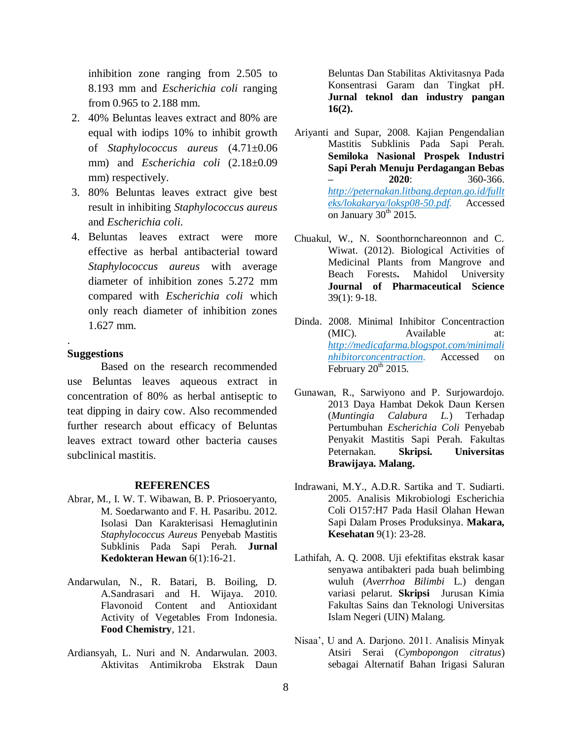inhibition zone ranging from 2.505 to 8.193 mm and *Escherichia coli* ranging from 0.965 to 2.188 mm.

2. 40% Beluntas leaves extract and 80% are equal with iodips 10% to inhibit growth of *Staphylococcus aureus* (4.71±0.06 mm) and *Escherichia coli* (2.18±0.09 mm) respectively.
3. 80% Beluntas leaves extract give best result in inhibiting *Staphylococcus aureus* and *Escherichia coli*.
4. Beluntas leaves extract were more effective as herbal antibacterial toward *Staphylococcus aureus* with average diameter of inhibition zones 5.272 mm compared with *Escherichia coli* which only reach diameter of inhibition zones 1.627 mm.

.

## Suggestions

Based on the research recommended use Beluntas leaves aqueous extract in concentration of 80% as herbal antiseptic to teat dipping in dairy cow. Also recommended further research about efficacy of Beluntas leaves extract toward other bacteria causes subclinical mastitis.

## REFERENCES

Abrar, M., I. W. T. Wibawan, B. P. Priosoeryanto, M. Soedarwanto and F. H. Pasaribu. 2012. Isolasi Dan Karakterisasi Hemaglutinin *Staphylococcus Aureus* Penyebab Mastitis Subklinis Pada Sapi Perah. **Jurnal Kedokteran Hewan** 6(1):16-21.

Andarwulan, N., R. Batari, B. Boiling, D. A.Sandrasari and H. Wijaya. 2010. Flavonoid Content and Antioxidant Activity of Vegetables From Indonesia. **Food Chemistry**, 121.

Ardiansyah, L. Nuri and N. Andarwulan. 2003. Aktivitas Antimikroba Ekstrak Daun Beluntas Dan Stabilitas Aktivitasnya Pada Konsentrasi Garam dan Tingkat pH. **Jurnal teknol dan industry pangan 16(2).**

Ariyanti and Supar, 2008. Kajian Pengendalian Mastitis Subklinis Pada Sapi Perah. **Semiloka Nasional Prospek Industri Sapi Perah Menuju Perdagangan Bebas – 2020**: 360-366. http://peternakan.litbang.deptan.go.id/fulltteks/lokakarya/loksp08-50.pdf. Accessed on January 30th 2015.

Chuakul, W., N. Soonthornchareonnon and C. Wiwat. (2012). Biological Activities of Medicinal Plants from Mangrove and Beach Forests**.** Mahidol University **Journal of Pharmaceutical Science** 39(1): 9-18.

Dinda. 2008. Minimal Inhibitor Concentraction (MIC). Available at: http://medicafarma.blogspot.com/minimalinhibitorconcentraction. Accessed on February 20th 2015.

Gunawan, R., Sarwiyono and P. Surjowardojo. 2013 Daya Hambat Dekok Daun Kersen (*Muntingia Calabura L.*) Terhadap Pertumbuhan *Escherichia Coli* Penyebab Penyakit Mastitis Sapi Perah. Fakultas Peternakan. **Skripsi. Universitas Brawijaya. Malang.**

Indrawani, M.Y., A.D.R. Sartika and T. Sudiarti. 2005. Analisis Mikrobiologi Escherichia Coli O157:H7 Pada Hasil Olahan Hewan Sapi Dalam Proses Produksinya. **Makara, Kesehatan** 9(1): 23-28.

Lathifah, A. Q. 2008. Uji efektifitas ekstrak kasar senyawa antibakteri pada buah belimbing wuluh (*Averrhoa Bilimbi* L.) dengan variasi pelarut. **Skripsi** Jurusan Kimia Fakultas Sains dan Teknologi Universitas Islam Negeri (UIN) Malang.

Nisaa', U and A. Darjono. 2011. Analisis Minyak Atsiri Serai (*Cymbopongon citratus*) sebagai Alternatif Bahan Irigasi Saluran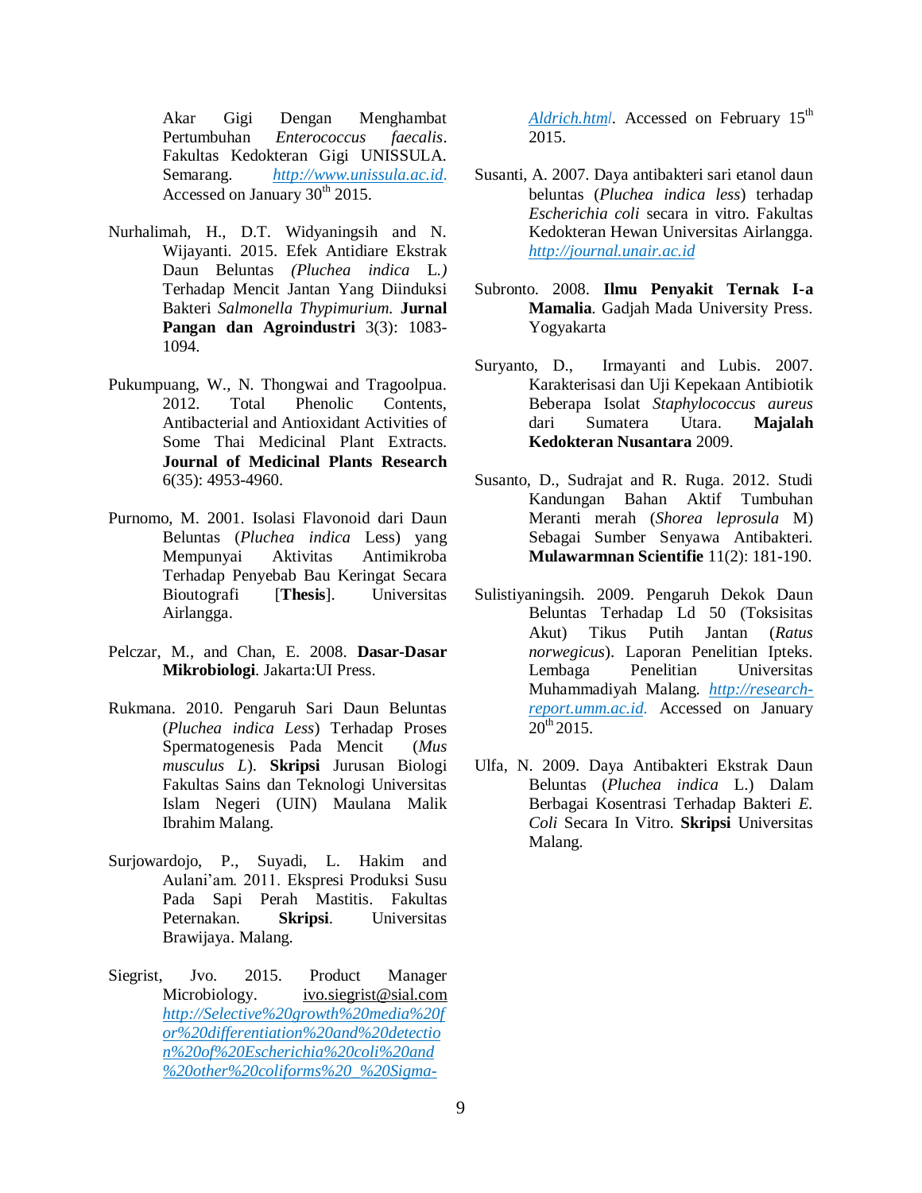Akar Gigi Dengan Menghambat Pertumbuhan *Enterococcus faecalis*. Fakultas Kedokteran Gigi UNISSULA. Semarang. *http://www.unissula.ac.id.* Accessed on January 30th 2015.

Nurhalimah, H., D.T. Widyaningsih and N. Wijayanti. 2015. Efek Antidiare Ekstrak Daun Beluntas *(Pluchea indica* L.*)* Terhadap Mencit Jantan Yang Diinduksi Bakteri *Salmonella Thypimurium*. **Jurnal Pangan dan Agroindustri** 3(3): 1083-1094.

Pukumpuang, W., N. Thongwai and Tragoolpua. 2012. Total Phenolic Contents, Antibacterial and Antioxidant Activities of Some Thai Medicinal Plant Extracts. **Journal of Medicinal Plants Research** 6(35): 4953-4960.

Purnomo, M. 2001. Isolasi Flavonoid dari Daun Beluntas (*Pluchea indica* Less) yang Mempunyai Aktivitas Antimikroba Terhadap Penyebab Bau Keringat Secara Bioutografi [**Thesis**]. Universitas Airlangga.

Pelczar, M., and Chan, E. 2008. **Dasar-Dasar Mikrobiologi**. Jakarta:UI Press.

Rukmana. 2010. Pengaruh Sari Daun Beluntas (*Pluchea indica Less*) Terhadap Proses Spermatogenesis Pada Mencit (*Mus musculus L*). **Skripsi** Jurusan Biologi Fakultas Sains dan Teknologi Universitas Islam Negeri (UIN) Maulana Malik Ibrahim Malang.

Surjowardojo, P., Suyadi, L. Hakim and Aulani'am. 2011. Ekspresi Produksi Susu Pada Sapi Perah Mastitis. Fakultas Peternakan. **Skripsi**. Universitas Brawijaya. Malang.

Siegrist, Jvo. 2015. Product Manager Microbiology. ivo.siegrist@sial.com *http://Selective%20growth%20media%20for%20differentiation%20and%20detection%20of%20Escherichia%20coli%20and%20other%20coliforms%20_%20Sigma-Aldrich.html*. Accessed on February 15th 2015.

Susanti, A. 2007. Daya antibakteri sari etanol daun beluntas (*Pluchea indica less*) terhadap *Escherichia coli* secara in vitro. Fakultas Kedokteran Hewan Universitas Airlangga. *http://journal.unair.ac.id*

Subronto. 2008. **Ilmu Penyakit Ternak I-a Mamalia**. Gadjah Mada University Press. Yogyakarta

Suryanto, D., Irmayanti and Lubis. 2007. Karakterisasi dan Uji Kepekaan Antibiotik Beberapa Isolat *Staphylococcus aureus* dari Sumatera Utara. **Majalah Kedokteran Nusantara** 2009.

Susanto, D., Sudrajat and R. Ruga. 2012. Studi Kandungan Bahan Aktif Tumbuhan Meranti merah (*Shorea leprosula* M) Sebagai Sumber Senyawa Antibakteri. **Mulawarmnan Scientifie** 11(2): 181-190.

Sulistiyaningsih. 2009. Pengaruh Dekok Daun Beluntas Terhadap Ld 50 (Toksisitas Akut) Tikus Putih Jantan (*Ratus norwegicus*). Laporan Penelitian Ipteks. Lembaga Penelitian Universitas Muhammadiyah Malang. *http://research-report.umm.ac.id.* Accessed on January 20th 2015.

Ulfa, N. 2009. Daya Antibakteri Ekstrak Daun Beluntas (*Pluchea indica* L.) Dalam Berbagai Kosentrasi Terhadap Bakteri *E. Coli* Secara In Vitro. **Skripsi** Universitas Malang.